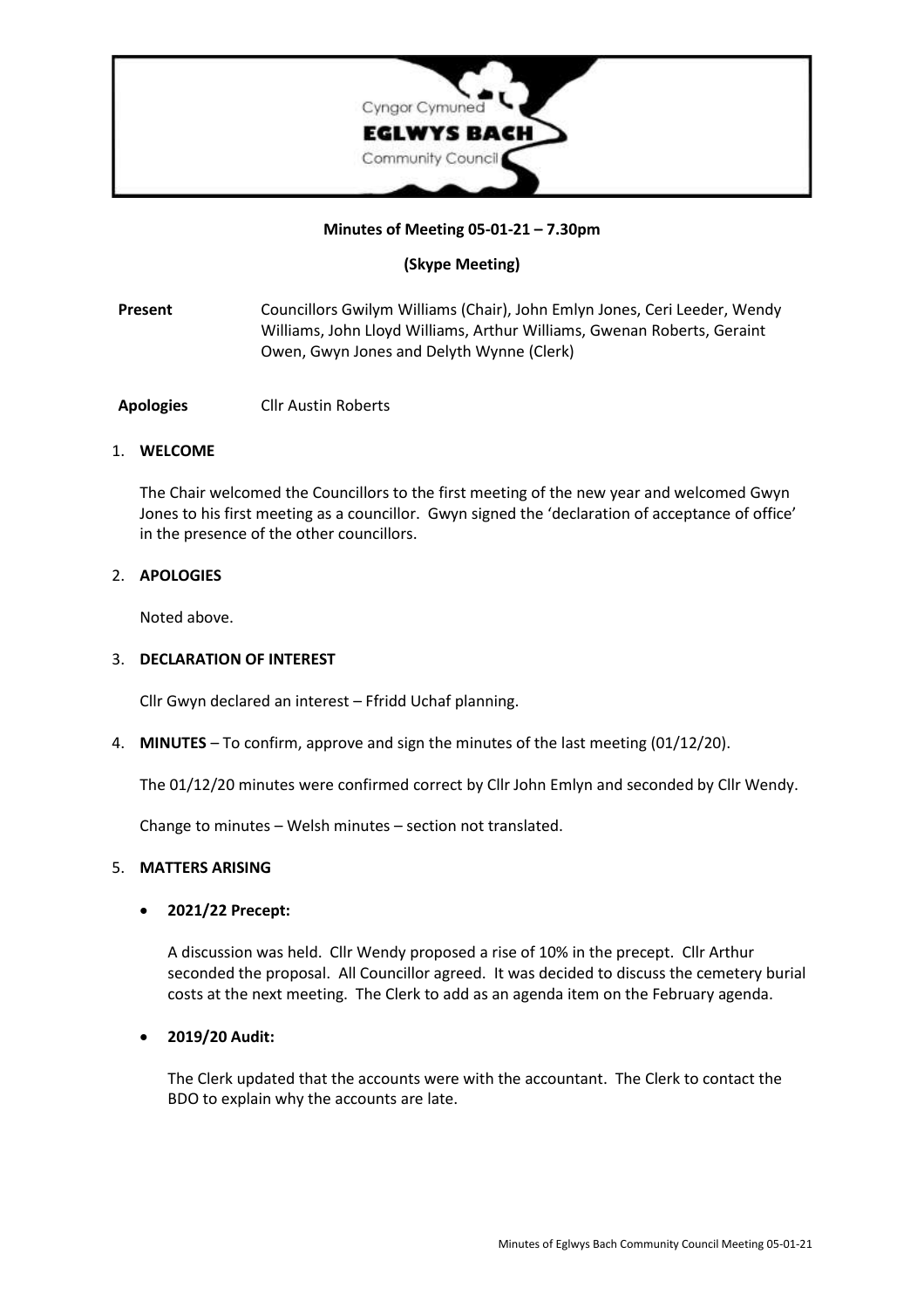Cyngor Cymuned

**EGLWYS BACH**

Community Council

**Minutes of Meeting 05-01-21 – 7.30pm**

**(Skype Meeting)**

**Present** Councillors Gwilym Williams (Chair), John Emlyn Jones, Ceri Leeder, Wendy Williams, John Lloyd Williams, Arthur Williams, Gwenan Roberts, Geraint Owen, Gwyn Jones and Delyth Wynne (Clerk)

**Apologies** Cllr Austin Roberts

1. **WELCOME**

   The Chair welcomed the Councillors to the first meeting of the new year and welcomed Gwyn Jones to his first meeting as a councillor. Gwyn signed the 'declaration of acceptance of office' in the presence of the other councillors.

2. **APOLOGIES**

   Noted above.

3. **DECLARATION OF INTEREST**

   Cllr Gwyn declared an interest – Ffridd Uchaf planning.

4. **MINUTES** – To confirm, approve and sign the minutes of the last meeting (01/12/20).

   The 01/12/20 minutes were confirmed correct by Cllr John Emlyn and seconded by Cllr Wendy.

   Change to minutes – Welsh minutes – section not translated.

5. **MATTERS ARISING**

   - **2021/22 Precept:**

     A discussion was held. Cllr Wendy proposed a rise of 10% in the precept. Cllr Arthur seconded the proposal. All Councillor agreed. It was decided to discuss the cemetery burial costs at the next meeting. The Clerk to add as an agenda item on the February agenda.

   - **2019/20 Audit:**

     The Clerk updated that the accounts were with the accountant. The Clerk to contact the BDO to explain why the accounts are late.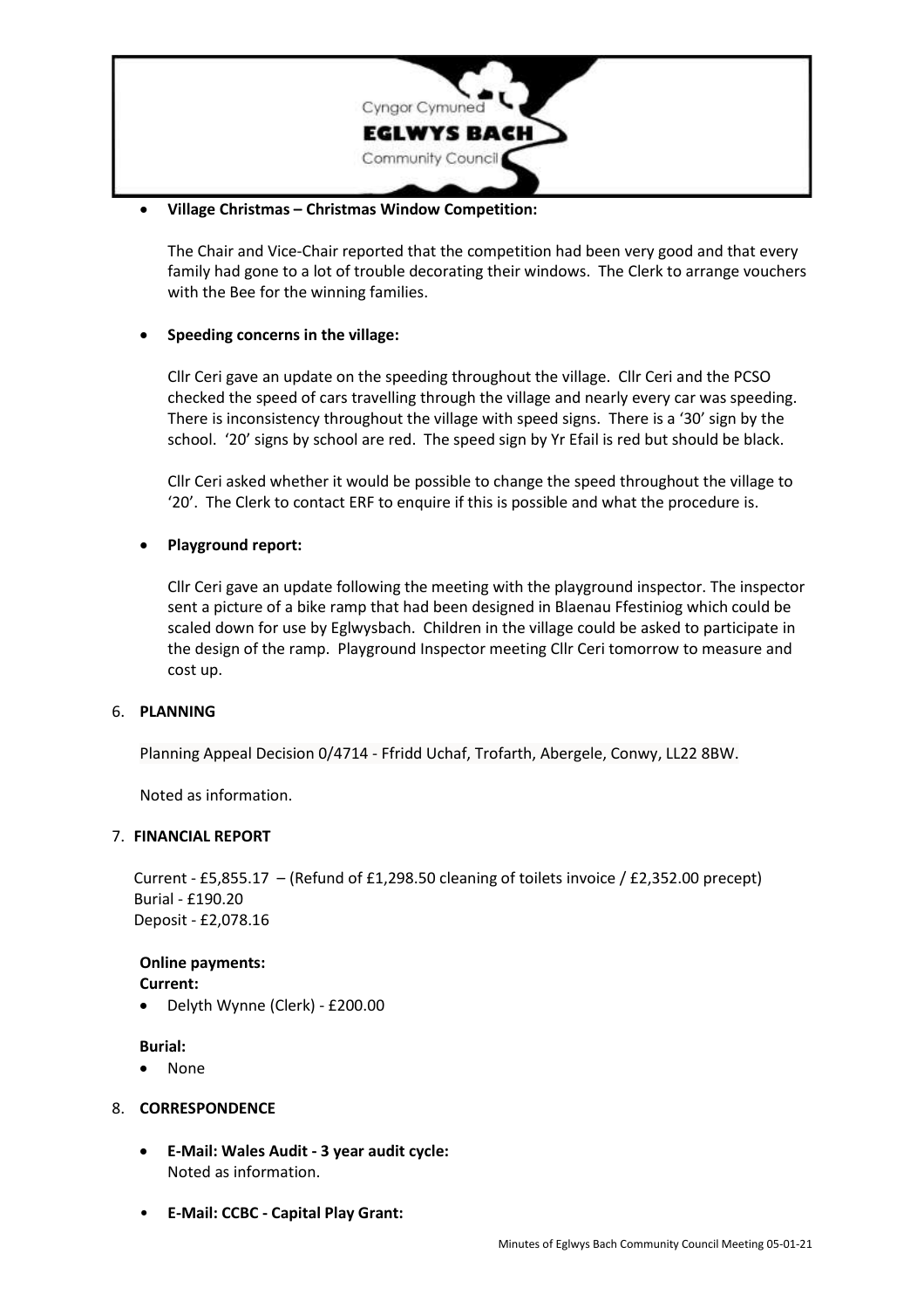- **Village Christmas – Christmas Window Competition:**

  The Chair and Vice-Chair reported that the competition had been very good and that every family had gone to a lot of trouble decorating their windows. The Clerk to arrange vouchers with the Bee for the winning families.

- **Speeding concerns in the village:**

  Cllr Ceri gave an update on the speeding throughout the village. Cllr Ceri and the PCSO checked the speed of cars travelling through the village and nearly every car was speeding. There is inconsistency throughout the village with speed signs. There is a '30' sign by the school. '20' signs by school are red. The speed sign by Yr Efail is red but should be black.

  Cllr Ceri asked whether it would be possible to change the speed throughout the village to '20'. The Clerk to contact ERF to enquire if this is possible and what the procedure is.

- **Playground report:**

  Cllr Ceri gave an update following the meeting with the playground inspector. The inspector sent a picture of a bike ramp that had been designed in Blaenau Ffestiniog which could be scaled down for use by Eglwysbach. Children in the village could be asked to participate in the design of the ramp. Playground Inspector meeting Cllr Ceri tomorrow to measure and cost up.

6. **PLANNING**

   Planning Appeal Decision 0/4714 - Ffridd Uchaf, Trofarth, Abergele, Conwy, LL22 8BW.

   Noted as information.

7. **FINANCIAL REPORT**

   Current - £5,855.17 – (Refund of £1,298.50 cleaning of toilets invoice / £2,352.00 precept)
   Burial - £190.20
   Deposit - £2,078.16

   **Online payments:**
   **Current:**
   - Delyth Wynne (Clerk) - £200.00

   **Burial:**
   - None

8. **CORRESPONDENCE**

   - **E-Mail: Wales Audit - 3 year audit cycle:**
     Noted as information.

   - **E-Mail: CCBC - Capital Play Grant:**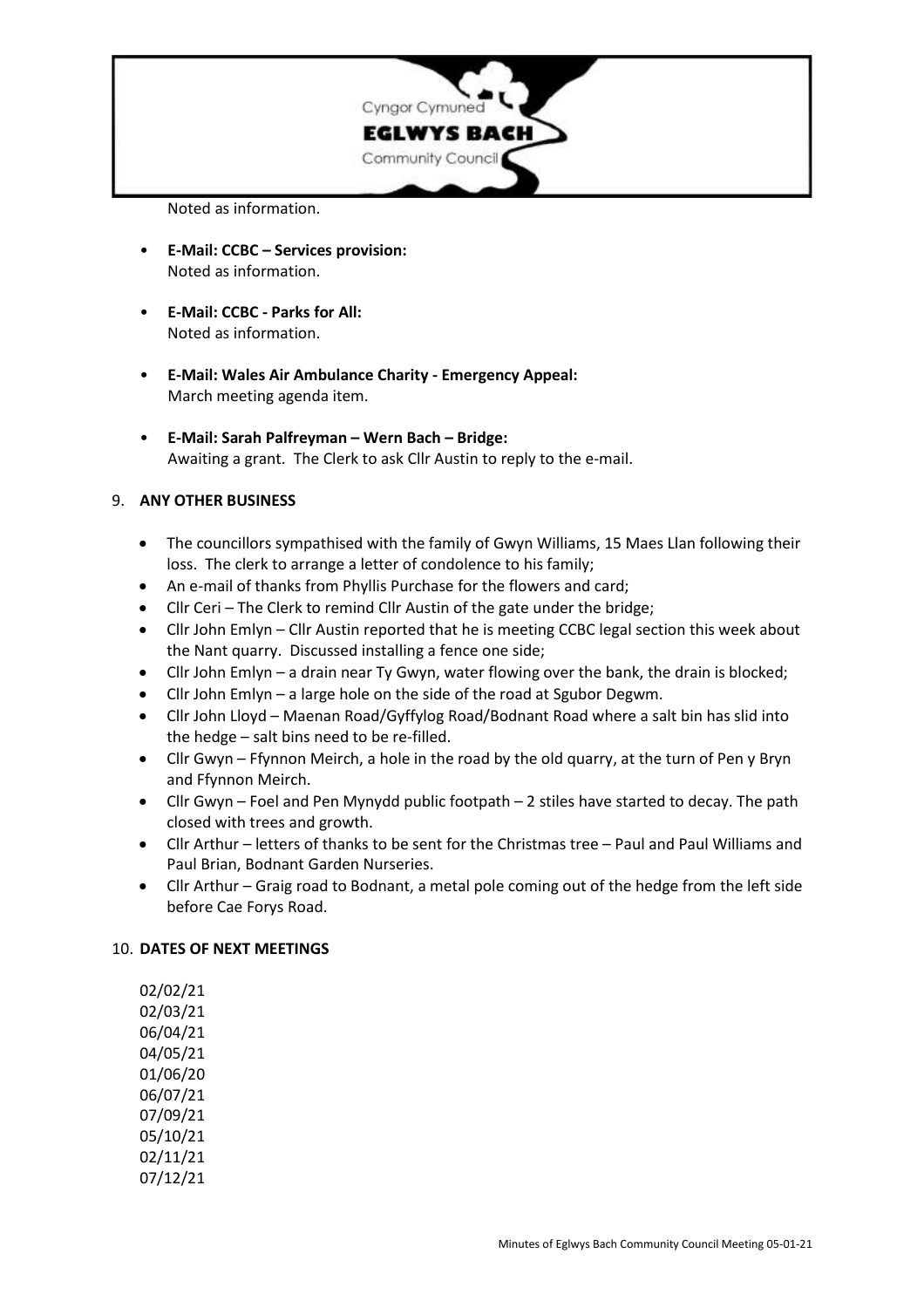Noted as information.

- **E-Mail: CCBC – Services provision:**
  Noted as information.

- **E-Mail: CCBC - Parks for All:**
  Noted as information.

- **E-Mail: Wales Air Ambulance Charity - Emergency Appeal:**
  March meeting agenda item.

- **E-Mail: Sarah Palfreyman – Wern Bach – Bridge:**
  Awaiting a grant. The Clerk to ask Cllr Austin to reply to the e-mail.

## 9. ANY OTHER BUSINESS

- The councillors sympathised with the family of Gwyn Williams, 15 Maes Llan following their loss. The clerk to arrange a letter of condolence to his family;
- An e-mail of thanks from Phyllis Purchase for the flowers and card;
- Cllr Ceri – The Clerk to remind Cllr Austin of the gate under the bridge;
- Cllr John Emlyn – Cllr Austin reported that he is meeting CCBC legal section this week about the Nant quarry. Discussed installing a fence one side;
- Cllr John Emlyn – a drain near Ty Gwyn, water flowing over the bank, the drain is blocked;
- Cllr John Emlyn – a large hole on the side of the road at Sgubor Degwm.
- Cllr John Lloyd – Maenan Road/Gyffylog Road/Bodnant Road where a salt bin has slid into the hedge – salt bins need to be re-filled.
- Cllr Gwyn – Ffynnon Meirch, a hole in the road by the old quarry, at the turn of Pen y Bryn and Ffynnon Meirch.
- Cllr Gwyn – Foel and Pen Mynydd public footpath – 2 stiles have started to decay. The path closed with trees and growth.
- Cllr Arthur – letters of thanks to be sent for the Christmas tree – Paul and Paul Williams and Paul Brian, Bodnant Garden Nurseries.
- Cllr Arthur – Graig road to Bodnant, a metal pole coming out of the hedge from the left side before Cae Forys Road.

## 10. DATES OF NEXT MEETINGS

02/02/21
02/03/21
06/04/21
04/05/21
01/06/20
06/07/21
07/09/21
05/10/21
02/11/21
07/12/21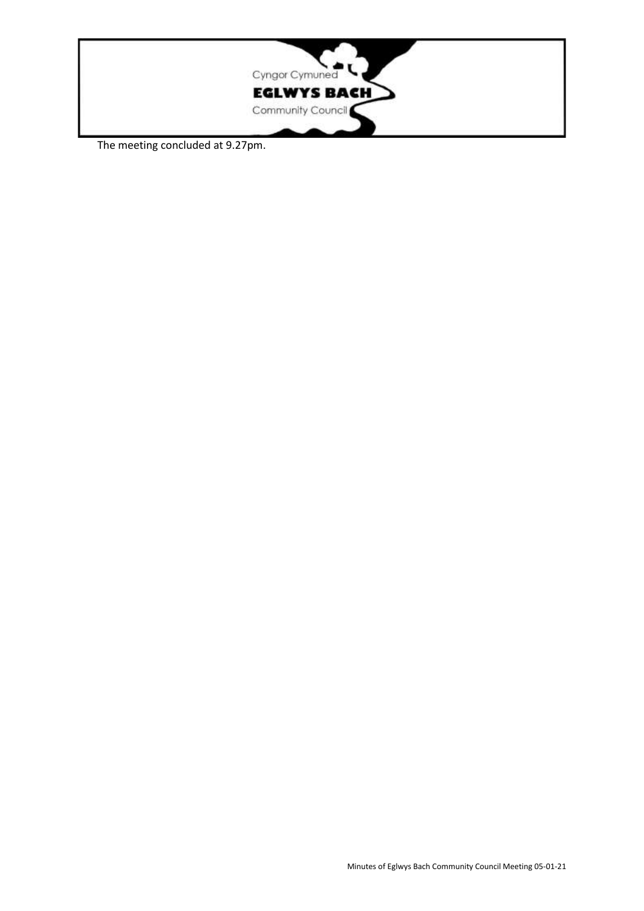The meeting concluded at 9.27pm.